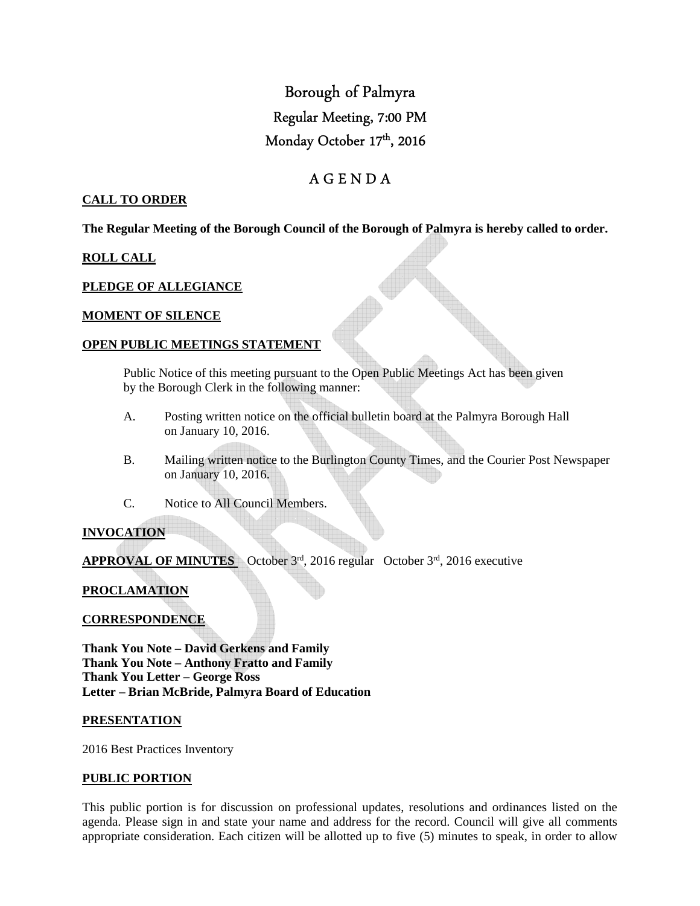# Borough of Palmyra

## Regular Meeting, 7:00 PM

## Monday October 17th, 2016

## A G E N D A

**CALL TO ORDER**

**The Regular Meeting of the Borough Council of the Borough of Palmyra is hereby called to order.**

**ROLL CALL**

**PLEDGE OF ALLEGIANCE**

**MOMENT OF SILENCE**

**OPEN PUBLIC MEETINGS STATEMENT**

Public Notice of this meeting pursuant to the Open Public Meetings Act has been given by the Borough Clerk in the following manner:

A. Posting written notice on the official bulletin board at the Palmyra Borough Hall on January 10, 2016.

B. Mailing written notice to the Burlington County Times, and the Courier Post Newspaper on January 10, 2016.

C. Notice to All Council Members.

**INVOCATION**

**APPROVAL OF MINUTES** October 3rd, 2016 regular October 3rd, 2016 executive

**PROCLAMATION**

**CORRESPONDENCE**

**Thank You Note – David Gerkens and Family**
**Thank You Note – Anthony Fratto and Family**
**Thank You Letter – George Ross**
**Letter – Brian McBride, Palmyra Board of Education**

**PRESENTATION**

2016 Best Practices Inventory

**PUBLIC PORTION**

This public portion is for discussion on professional updates, resolutions and ordinances listed on the agenda. Please sign in and state your name and address for the record. Council will give all comments appropriate consideration. Each citizen will be allotted up to five (5) minutes to speak, in order to allow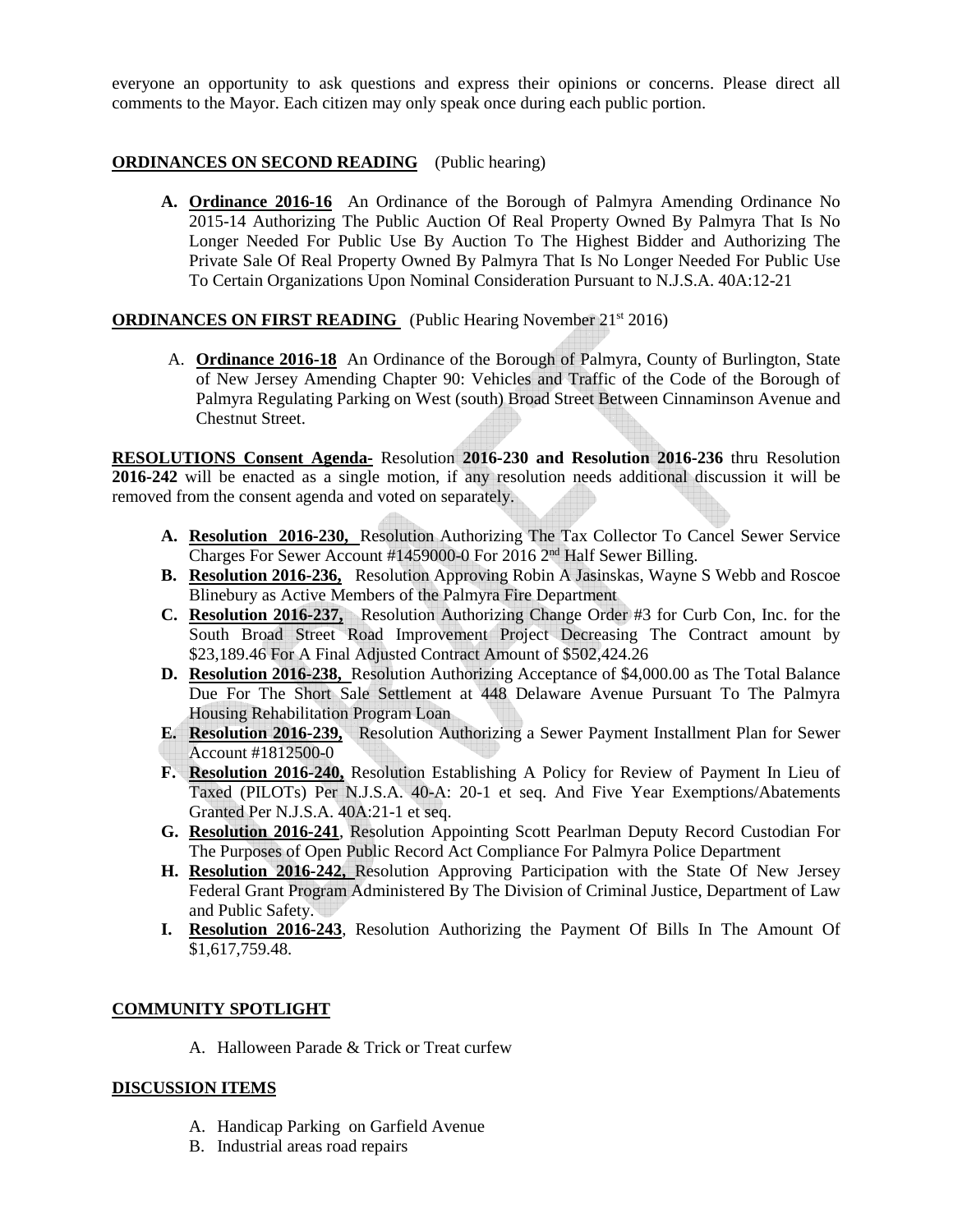everyone an opportunity to ask questions and express their opinions or concerns. Please direct all comments to the Mayor. Each citizen may only speak once during each public portion.

**ORDINANCES ON SECOND READING** (Public hearing)

**A.** **Ordinance 2016-16** An Ordinance of the Borough of Palmyra Amending Ordinance No 2015-14 Authorizing The Public Auction Of Real Property Owned By Palmyra That Is No Longer Needed For Public Use By Auction To The Highest Bidder and Authorizing The Private Sale Of Real Property Owned By Palmyra That Is No Longer Needed For Public Use To Certain Organizations Upon Nominal Consideration Pursuant to N.J.S.A. 40A:12-21

**ORDINANCES ON FIRST READING** (Public Hearing November 21st 2016)

A. **Ordinance 2016-18** An Ordinance of the Borough of Palmyra, County of Burlington, State of New Jersey Amending Chapter 90: Vehicles and Traffic of the Code of the Borough of Palmyra Regulating Parking on West (south) Broad Street Between Cinnaminson Avenue and Chestnut Street.

**RESOLUTIONS Consent Agenda-** Resolution **2016-230 and Resolution 2016-236** thru Resolution **2016-242** will be enacted as a single motion, if any resolution needs additional discussion it will be removed from the consent agenda and voted on separately.

**A.** **Resolution 2016-230,** Resolution Authorizing The Tax Collector To Cancel Sewer Service Charges For Sewer Account #1459000-0 For 2016 2nd Half Sewer Billing.

**B.** **Resolution 2016-236,** Resolution Approving Robin A Jasinskas, Wayne S Webb and Roscoe Blinebury as Active Members of the Palmyra Fire Department

**C.** **Resolution 2016-237,** Resolution Authorizing Change Order #3 for Curb Con, Inc. for the South Broad Street Road Improvement Project Decreasing The Contract amount by $23,189.46 For A Final Adjusted Contract Amount of $502,424.26

**D.** **Resolution 2016-238,** Resolution Authorizing Acceptance of $4,000.00 as The Total Balance Due For The Short Sale Settlement at 448 Delaware Avenue Pursuant To The Palmyra Housing Rehabilitation Program Loan

**E.** **Resolution 2016-239,** Resolution Authorizing a Sewer Payment Installment Plan for Sewer Account #1812500-0

**F.** **Resolution 2016-240,** Resolution Establishing A Policy for Review of Payment In Lieu of Taxed (PILOTs) Per N.J.S.A. 40-A: 20-1 et seq. And Five Year Exemptions/Abatements Granted Per N.J.S.A. 40A:21-1 et seq.

**G.** **Resolution 2016-241**, Resolution Appointing Scott Pearlman Deputy Record Custodian For The Purposes of Open Public Record Act Compliance For Palmyra Police Department

**H.** **Resolution 2016-242,** Resolution Approving Participation with the State Of New Jersey Federal Grant Program Administered By The Division of Criminal Justice, Department of Law and Public Safety.

**I.** **Resolution 2016-243**, Resolution Authorizing the Payment Of Bills In The Amount Of $1,617,759.48.

**COMMUNITY SPOTLIGHT**

A. Halloween Parade & Trick or Treat curfew

**DISCUSSION ITEMS**

A. Handicap Parking on Garfield Avenue
B. Industrial areas road repairs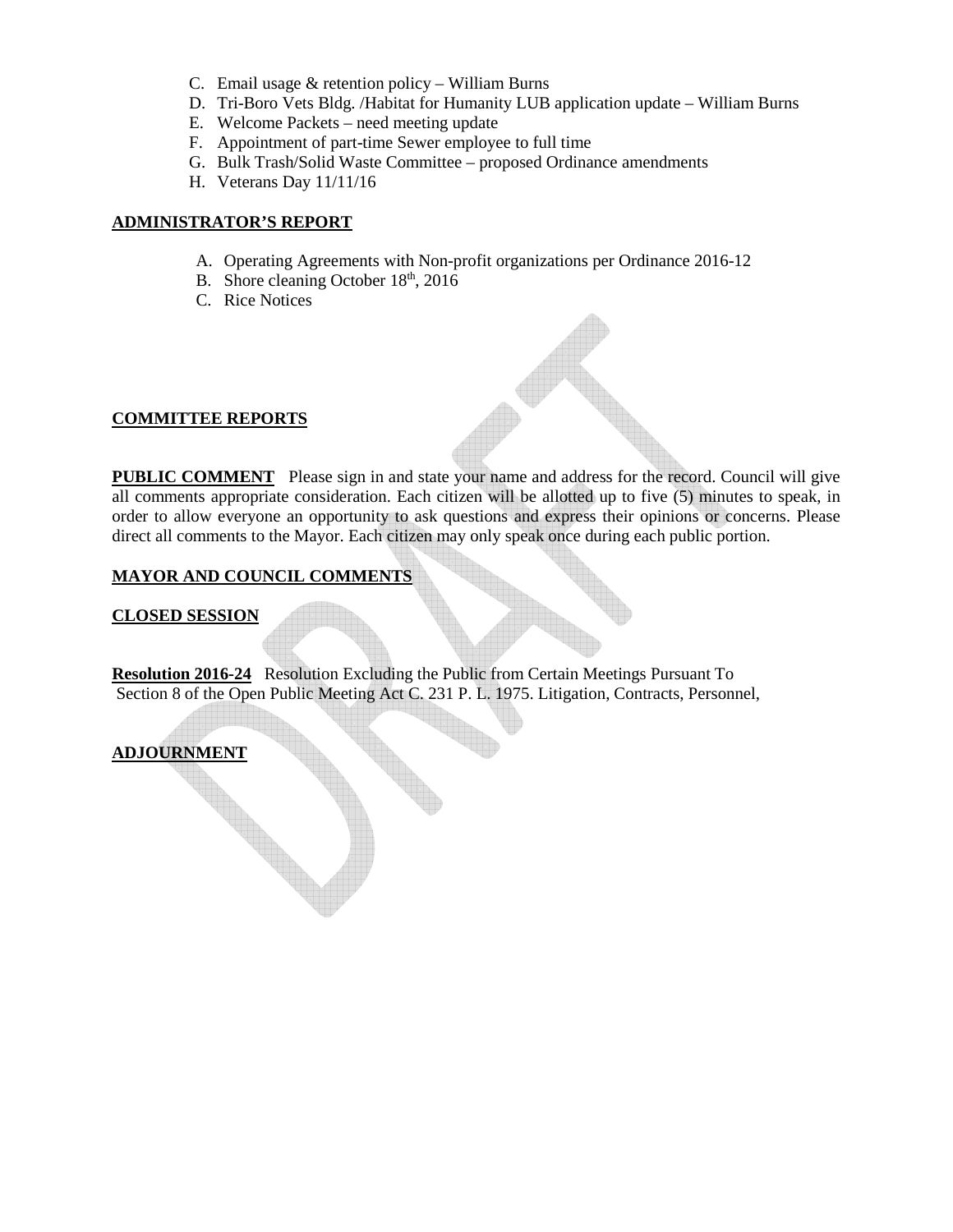C. Email usage & retention policy – William Burns
D. Tri-Boro Vets Bldg. /Habitat for Humanity LUB application update – William Burns
E. Welcome Packets – need meeting update
F. Appointment of part-time Sewer employee to full time
G. Bulk Trash/Solid Waste Committee – proposed Ordinance amendments
H. Veterans Day 11/11/16

**ADMINISTRATOR'S REPORT**

A. Operating Agreements with Non-profit organizations per Ordinance 2016-12
B. Shore cleaning October 18th, 2016
C. Rice Notices

**COMMITTEE REPORTS**

**PUBLIC COMMENT** Please sign in and state your name and address for the record. Council will give all comments appropriate consideration. Each citizen will be allotted up to five (5) minutes to speak, in order to allow everyone an opportunity to ask questions and express their opinions or concerns. Please direct all comments to the Mayor. Each citizen may only speak once during each public portion.

**MAYOR AND COUNCIL COMMENTS**

**CLOSED SESSION**

**Resolution 2016-24** Resolution Excluding the Public from Certain Meetings Pursuant To Section 8 of the Open Public Meeting Act C. 231 P. L. 1975. Litigation, Contracts, Personnel,

**ADJOURNMENT**